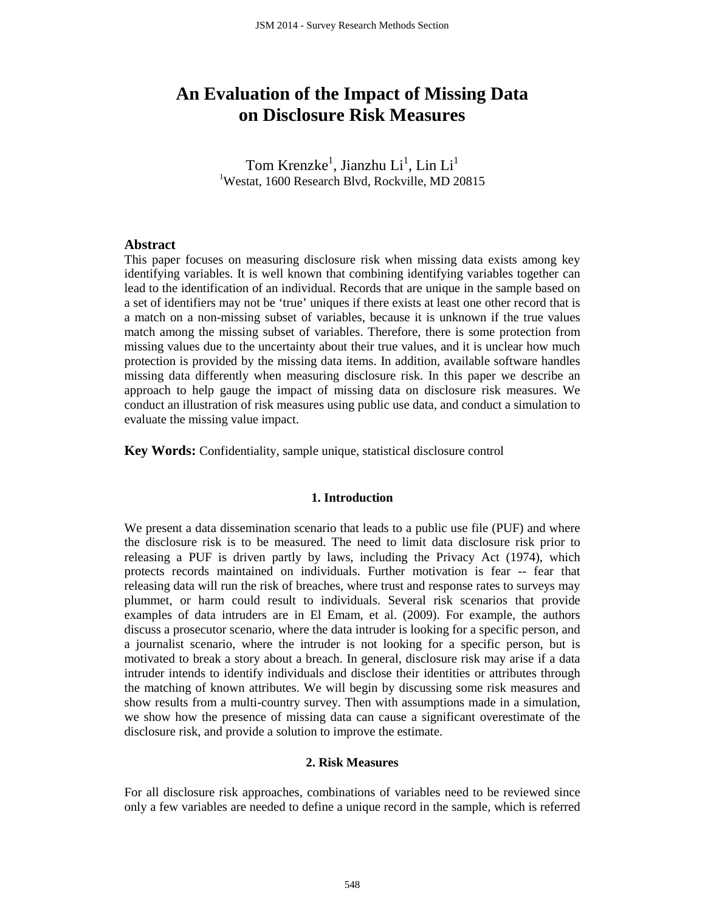# An Evaluation of the Impact of Missing Data on Disclosure Risk Measures

Tom Krenzke[1], Jianzhu Li[1], Lin Li[1]
[1]Westat, 1600 Research Blvd, Rockville, MD 20815

## Abstract

This paper focuses on measuring disclosure risk when missing data exists among key identifying variables. It is well known that combining identifying variables together can lead to the identification of an individual. Records that are unique in the sample based on a set of identifiers may not be 'true' uniques if there exists at least one other record that is a match on a non-missing subset of variables, because it is unknown if the true values match among the missing subset of variables. Therefore, there is some protection from missing values due to the uncertainty about their true values, and it is unclear how much protection is provided by the missing data items. In addition, available software handles missing data differently when measuring disclosure risk. In this paper we describe an approach to help gauge the impact of missing data on disclosure risk measures. We conduct an illustration of risk measures using public use data, and conduct a simulation to evaluate the missing value impact.

**Key Words:** Confidentiality, sample unique, statistical disclosure control

## 1. Introduction

We present a data dissemination scenario that leads to a public use file (PUF) and where the disclosure risk is to be measured. The need to limit data disclosure risk prior to releasing a PUF is driven partly by laws, including the Privacy Act (1974), which protects records maintained on individuals. Further motivation is fear -- fear that releasing data will run the risk of breaches, where trust and response rates to surveys may plummet, or harm could result to individuals. Several risk scenarios that provide examples of data intruders are in El Emam, et al. (2009). For example, the authors discuss a prosecutor scenario, where the data intruder is looking for a specific person, and a journalist scenario, where the intruder is not looking for a specific person, but is motivated to break a story about a breach. In general, disclosure risk may arise if a data intruder intends to identify individuals and disclose their identities or attributes through the matching of known attributes. We will begin by discussing some risk measures and show results from a multi-country survey. Then with assumptions made in a simulation, we show how the presence of missing data can cause a significant overestimate of the disclosure risk, and provide a solution to improve the estimate.

## 2. Risk Measures

For all disclosure risk approaches, combinations of variables need to be reviewed since only a few variables are needed to define a unique record in the sample, which is referred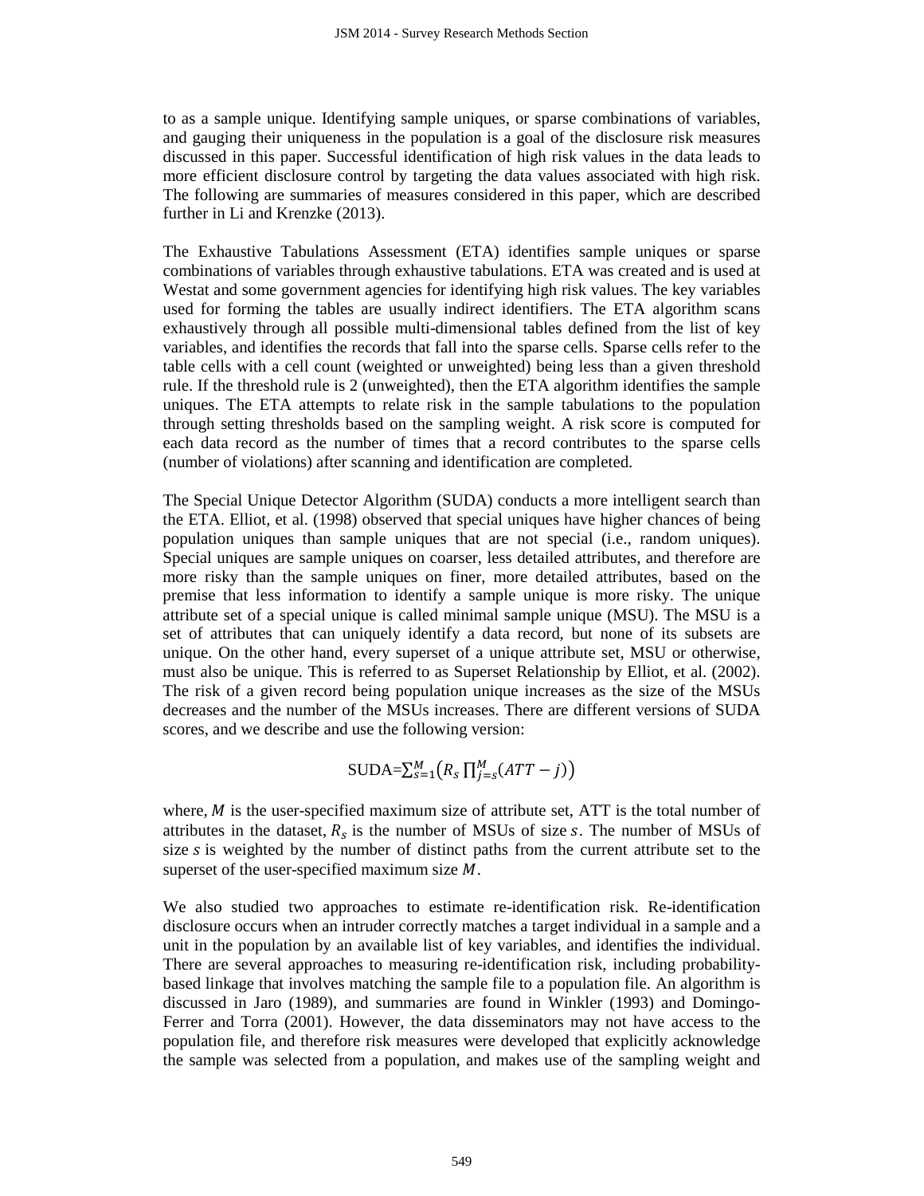to as a sample unique. Identifying sample uniques, or sparse combinations of variables, and gauging their uniqueness in the population is a goal of the disclosure risk measures discussed in this paper. Successful identification of high risk values in the data leads to more efficient disclosure control by targeting the data values associated with high risk. The following are summaries of measures considered in this paper, which are described further in Li and Krenzke (2013).

The Exhaustive Tabulations Assessment (ETA) identifies sample uniques or sparse combinations of variables through exhaustive tabulations. ETA was created and is used at Westat and some government agencies for identifying high risk values. The key variables used for forming the tables are usually indirect identifiers. The ETA algorithm scans exhaustively through all possible multi-dimensional tables defined from the list of key variables, and identifies the records that fall into the sparse cells. Sparse cells refer to the table cells with a cell count (weighted or unweighted) being less than a given threshold rule. If the threshold rule is 2 (unweighted), then the ETA algorithm identifies the sample uniques. The ETA attempts to relate risk in the sample tabulations to the population through setting thresholds based on the sampling weight. A risk score is computed for each data record as the number of times that a record contributes to the sparse cells (number of violations) after scanning and identification are completed.

The Special Unique Detector Algorithm (SUDA) conducts a more intelligent search than the ETA. Elliot, et al. (1998) observed that special uniques have higher chances of being population uniques than sample uniques that are not special (i.e., random uniques). Special uniques are sample uniques on coarser, less detailed attributes, and therefore are more risky than the sample uniques on finer, more detailed attributes, based on the premise that less information to identify a sample unique is more risky. The unique attribute set of a special unique is called minimal sample unique (MSU). The MSU is a set of attributes that can uniquely identify a data record, but none of its subsets are unique. On the other hand, every superset of a unique attribute set, MSU or otherwise, must also be unique. This is referred to as Superset Relationship by Elliot, et al. (2002). The risk of a given record being population unique increases as the size of the MSUs decreases and the number of the MSUs increases. There are different versions of SUDA scores, and we describe and use the following version:

$$\text{SUDA}=\sum_{s=1}^{M}\left(R_s \prod_{j=s}^{M}(ATT-j)\right)$$

where, $M$ is the user-specified maximum size of attribute set, ATT is the total number of attributes in the dataset, $R_s$ is the number of MSUs of size $s$. The number of MSUs of size $s$ is weighted by the number of distinct paths from the current attribute set to the superset of the user-specified maximum size $M$.

We also studied two approaches to estimate re-identification risk. Re-identification disclosure occurs when an intruder correctly matches a target individual in a sample and a unit in the population by an available list of key variables, and identifies the individual. There are several approaches to measuring re-identification risk, including probability-based linkage that involves matching the sample file to a population file. An algorithm is discussed in Jaro (1989), and summaries are found in Winkler (1993) and Domingo-Ferrer and Torra (2001). However, the data disseminators may not have access to the population file, and therefore risk measures were developed that explicitly acknowledge the sample was selected from a population, and makes use of the sampling weight and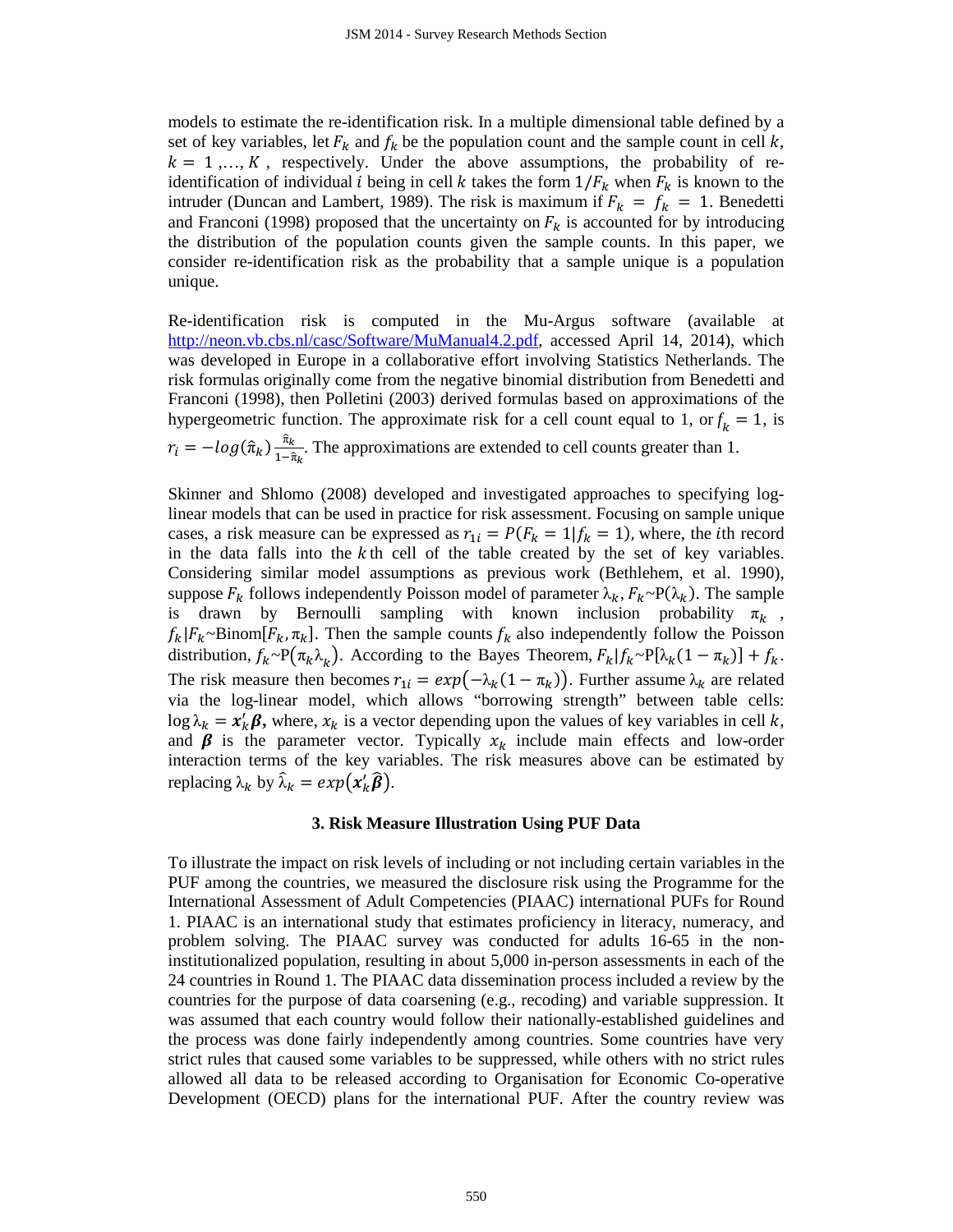models to estimate the re-identification risk. In a multiple dimensional table defined by a set of key variables, let $F_k$ and $f_k$ be the population count and the sample count in cell $k$, $k = 1, \ldots, K$, respectively. Under the above assumptions, the probability of re-identification of individual $i$ being in cell $k$ takes the form $1/F_k$ when $F_k$ is known to the intruder (Duncan and Lambert, 1989). The risk is maximum if $F_k = f_k = 1$. Benedetti and Franconi (1998) proposed that the uncertainty on $F_k$ is accounted for by introducing the distribution of the population counts given the sample counts. In this paper, we consider re-identification risk as the probability that a sample unique is a population unique.

Re-identification risk is computed in the Mu-Argus software (available at http://neon.vb.cbs.nl/casc/Software/MuManual4.2.pdf, accessed April 14, 2014), which was developed in Europe in a collaborative effort involving Statistics Netherlands. The risk formulas originally come from the negative binomial distribution from Benedetti and Franconi (1998), then Polletini (2003) derived formulas based on approximations of the hypergeometric function. The approximate risk for a cell count equal to 1, or $f_k = 1$, is $r_i = -log(\hat{\pi}_k)\frac{\hat{\pi}_k}{1-\hat{\pi}_k}$. The approximations are extended to cell counts greater than 1.

Skinner and Shlomo (2008) developed and investigated approaches to specifying log-linear models that can be used in practice for risk assessment. Focusing on sample unique cases, a risk measure can be expressed as $r_{1i} = P(F_k = 1|f_k = 1)$, where, the $i$th record in the data falls into the $k$th cell of the table created by the set of key variables. Considering similar model assumptions as previous work (Bethlehem, et al. 1990), suppose $F_k$ follows independently Poisson model of parameter $\lambda_k$, $F_k \sim \text{P}(\lambda_k)$. The sample is drawn by Bernoulli sampling with known inclusion probability $\pi_k$, $f_k|F_k \sim \text{Binom}[F_k, \pi_k]$. Then the sample counts $f_k$ also independently follow the Poisson distribution, $f_k \sim \text{P}(\pi_k \lambda_k)$. According to the Bayes Theorem, $F_k|f_k \sim \text{P}[\lambda_k(1-\pi_k)] + f_k$. The risk measure then becomes $r_{1i} = exp(-\lambda_k(1-\pi_k))$. Further assume $\lambda_k$ are related via the log-linear model, which allows "borrowing strength" between table cells: $\log \lambda_k = \boldsymbol{x}_k' \boldsymbol{\beta}$, where, $x_k$ is a vector depending upon the values of key variables in cell $k$, and $\boldsymbol{\beta}$ is the parameter vector. Typically $x_k$ include main effects and low-order interaction terms of the key variables. The risk measures above can be estimated by replacing $\lambda_k$ by $\hat{\lambda}_k = exp(\boldsymbol{x}_k' \hat{\boldsymbol{\beta}})$.

### 3. Risk Measure Illustration Using PUF Data

To illustrate the impact on risk levels of including or not including certain variables in the PUF among the countries, we measured the disclosure risk using the Programme for the International Assessment of Adult Competencies (PIAAC) international PUFs for Round 1. PIAAC is an international study that estimates proficiency in literacy, numeracy, and problem solving. The PIAAC survey was conducted for adults 16-65 in the non-institutionalized population, resulting in about 5,000 in-person assessments in each of the 24 countries in Round 1. The PIAAC data dissemination process included a review by the countries for the purpose of data coarsening (e.g., recoding) and variable suppression. It was assumed that each country would follow their nationally-established guidelines and the process was done fairly independently among countries. Some countries have very strict rules that caused some variables to be suppressed, while others with no strict rules allowed all data to be released according to Organisation for Economic Co-operative Development (OECD) plans for the international PUF. After the country review was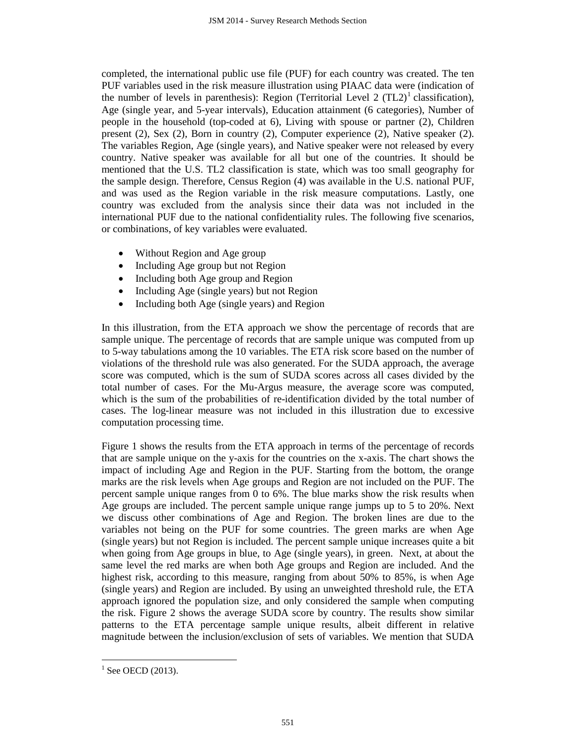completed, the international public use file (PUF) for each country was created. The ten PUF variables used in the risk measure illustration using PIAAC data were (indication of the number of levels in parenthesis): Region (Territorial Level 2 (TL2)[1] classification), Age (single year, and 5-year intervals), Education attainment (6 categories), Number of people in the household (top-coded at 6), Living with spouse or partner (2), Children present (2), Sex (2), Born in country (2), Computer experience (2), Native speaker (2). The variables Region, Age (single years), and Native speaker were not released by every country. Native speaker was available for all but one of the countries. It should be mentioned that the U.S. TL2 classification is state, which was too small geography for the sample design. Therefore, Census Region (4) was available in the U.S. national PUF, and was used as the Region variable in the risk measure computations. Lastly, one country was excluded from the analysis since their data was not included in the international PUF due to the national confidentiality rules. The following five scenarios, or combinations, of key variables were evaluated.

- Without Region and Age group
- Including Age group but not Region
- Including both Age group and Region
- Including Age (single years) but not Region
- Including both Age (single years) and Region

In this illustration, from the ETA approach we show the percentage of records that are sample unique. The percentage of records that are sample unique was computed from up to 5-way tabulations among the 10 variables. The ETA risk score based on the number of violations of the threshold rule was also generated. For the SUDA approach, the average score was computed, which is the sum of SUDA scores across all cases divided by the total number of cases. For the Mu-Argus measure, the average score was computed, which is the sum of the probabilities of re-identification divided by the total number of cases. The log-linear measure was not included in this illustration due to excessive computation processing time.

Figure 1 shows the results from the ETA approach in terms of the percentage of records that are sample unique on the y-axis for the countries on the x-axis. The chart shows the impact of including Age and Region in the PUF. Starting from the bottom, the orange marks are the risk levels when Age groups and Region are not included on the PUF. The percent sample unique ranges from 0 to 6%. The blue marks show the risk results when Age groups are included. The percent sample unique range jumps up to 5 to 20%. Next we discuss other combinations of Age and Region. The broken lines are due to the variables not being on the PUF for some countries. The green marks are when Age (single years) but not Region is included. The percent sample unique increases quite a bit when going from Age groups in blue, to Age (single years), in green. Next, at about the same level the red marks are when both Age groups and Region are included. And the highest risk, according to this measure, ranging from about 50% to 85%, is when Age (single years) and Region are included. By using an unweighted threshold rule, the ETA approach ignored the population size, and only considered the sample when computing the risk. Figure 2 shows the average SUDA score by country. The results show similar patterns to the ETA percentage sample unique results, albeit different in relative magnitude between the inclusion/exclusion of sets of variables. We mention that SUDA

[1] See OECD (2013).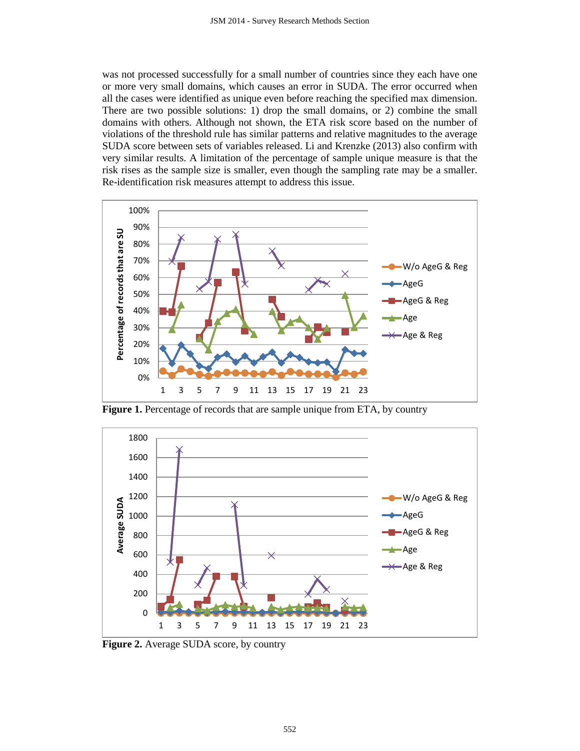was not processed successfully for a small number of countries since they each have one or more very small domains, which causes an error in SUDA. The error occurred when all the cases were identified as unique even before reaching the specified max dimension. There are two possible solutions: 1) drop the small domains, or 2) combine the small domains with others. Although not shown, the ETA risk score based on the number of violations of the threshold rule has similar patterns and relative magnitudes to the average SUDA score between sets of variables released. Li and Krenzke (2013) also confirm with very similar results. A limitation of the percentage of sample unique measure is that the risk rises as the sample size is smaller, even though the sampling rate may be a smaller. Re-identification risk measures attempt to address this issue.

**Figure 1.** Percentage of records that are sample unique from ETA, by country

**Figure 2.** Average SUDA score, by country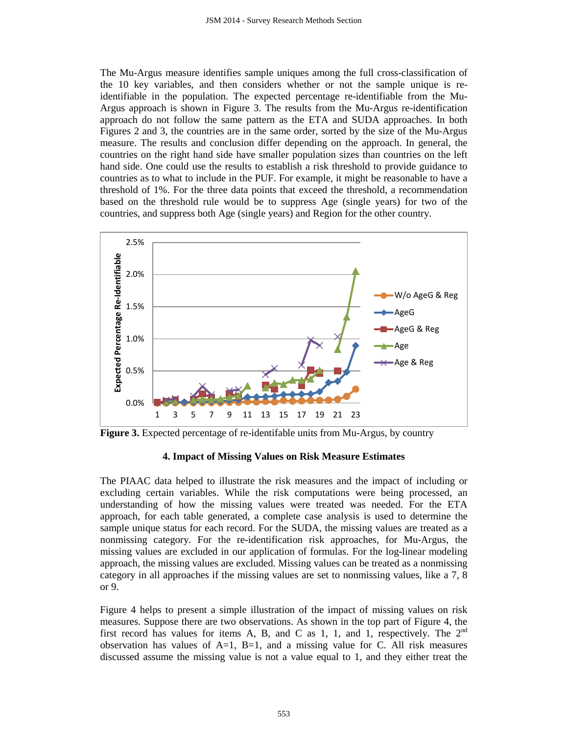The Mu-Argus measure identifies sample uniques among the full cross-classification of the 10 key variables, and then considers whether or not the sample unique is re-identifiable in the population. The expected percentage re-identifiable from the Mu-Argus approach is shown in Figure 3. The results from the Mu-Argus re-identification approach do not follow the same pattern as the ETA and SUDA approaches. In both Figures 2 and 3, the countries are in the same order, sorted by the size of the Mu-Argus measure. The results and conclusion differ depending on the approach. In general, the countries on the right hand side have smaller population sizes than countries on the left hand side. One could use the results to establish a risk threshold to provide guidance to countries as to what to include in the PUF. For example, it might be reasonable to have a threshold of 1%. For the three data points that exceed the threshold, a recommendation based on the threshold rule would be to suppress Age (single years) for two of the countries, and suppress both Age (single years) and Region for the other country.

**Figure 3.** Expected percentage of re-identifable units from Mu-Argus, by country

### 4. Impact of Missing Values on Risk Measure Estimates

The PIAAC data helped to illustrate the risk measures and the impact of including or excluding certain variables. While the risk computations were being processed, an understanding of how the missing values were treated was needed. For the ETA approach, for each table generated, a complete case analysis is used to determine the sample unique status for each record. For the SUDA, the missing values are treated as a nonmissing category. For the re-identification risk approaches, for Mu-Argus, the missing values are excluded in our application of formulas. For the log-linear modeling approach, the missing values are excluded. Missing values can be treated as a nonmissing category in all approaches if the missing values are set to nonmissing values, like a 7, 8 or 9.

Figure 4 helps to present a simple illustration of the impact of missing values on risk measures. Suppose there are two observations. As shown in the top part of Figure 4, the first record has values for items A, B, and C as 1, 1, and 1, respectively. The 2nd observation has values of A=1, B=1, and a missing value for C. All risk measures discussed assume the missing value is not a value equal to 1, and they either treat the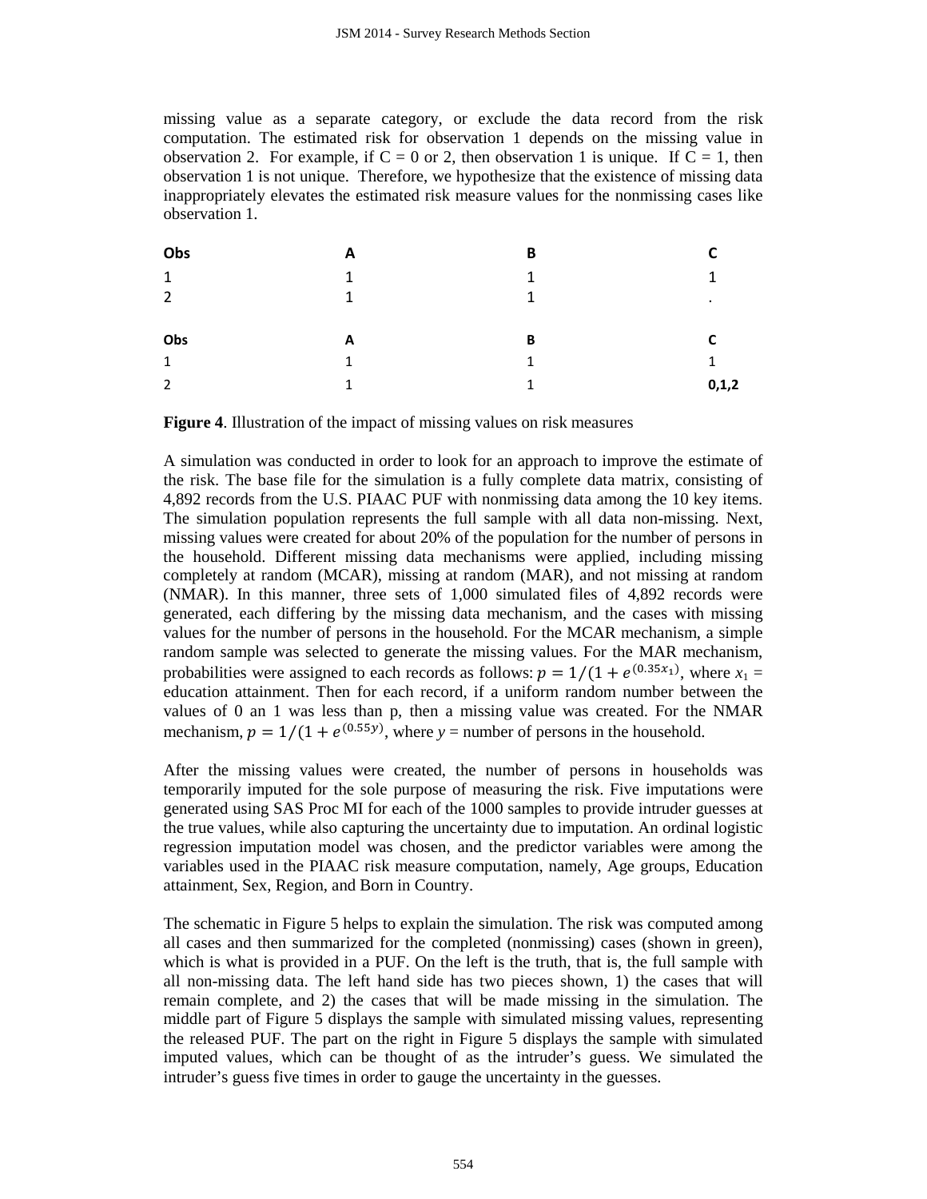missing value as a separate category, or exclude the data record from the risk computation. The estimated risk for observation 1 depends on the missing value in observation 2. For example, if C = 0 or 2, then observation 1 is unique. If C = 1, then observation 1 is not unique. Therefore, we hypothesize that the existence of missing data inappropriately elevates the estimated risk measure values for the nonmissing cases like observation 1.

| Obs | A | B | C |
|---|---|---|---|
| 1 | 1 | 1 | 1 |
| 2 | 1 | 1 | . |

| Obs | A | B | C |
|---|---|---|---|
| 1 | 1 | 1 | 1 |
| 2 | 1 | 1 | **0,1,2** |

**Figure 4**. Illustration of the impact of missing values on risk measures

A simulation was conducted in order to look for an approach to improve the estimate of the risk. The base file for the simulation is a fully complete data matrix, consisting of 4,892 records from the U.S. PIAAC PUF with nonmissing data among the 10 key items. The simulation population represents the full sample with all data non-missing. Next, missing values were created for about 20% of the population for the number of persons in the household. Different missing data mechanisms were applied, including missing completely at random (MCAR), missing at random (MAR), and not missing at random (NMAR). In this manner, three sets of 1,000 simulated files of 4,892 records were generated, each differing by the missing data mechanism, and the cases with missing values for the number of persons in the household. For the MCAR mechanism, a simple random sample was selected to generate the missing values. For the MAR mechanism, probabilities were assigned to each records as follows: $p = 1/(1 + e^{(0.35x_1)})$, where $x_1$ = education attainment. Then for each record, if a uniform random number between the values of 0 an 1 was less than p, then a missing value was created. For the NMAR mechanism, $p = 1/(1 + e^{(0.55y)})$, where $y$ = number of persons in the household.

After the missing values were created, the number of persons in households was temporarily imputed for the sole purpose of measuring the risk. Five imputations were generated using SAS Proc MI for each of the 1000 samples to provide intruder guesses at the true values, while also capturing the uncertainty due to imputation. An ordinal logistic regression imputation model was chosen, and the predictor variables were among the variables used in the PIAAC risk measure computation, namely, Age groups, Education attainment, Sex, Region, and Born in Country.

The schematic in Figure 5 helps to explain the simulation. The risk was computed among all cases and then summarized for the completed (nonmissing) cases (shown in green), which is what is provided in a PUF. On the left is the truth, that is, the full sample with all non-missing data. The left hand side has two pieces shown, 1) the cases that will remain complete, and 2) the cases that will be made missing in the simulation. The middle part of Figure 5 displays the sample with simulated missing values, representing the released PUF. The part on the right in Figure 5 displays the sample with simulated imputed values, which can be thought of as the intruder's guess. We simulated the intruder's guess five times in order to gauge the uncertainty in the guesses.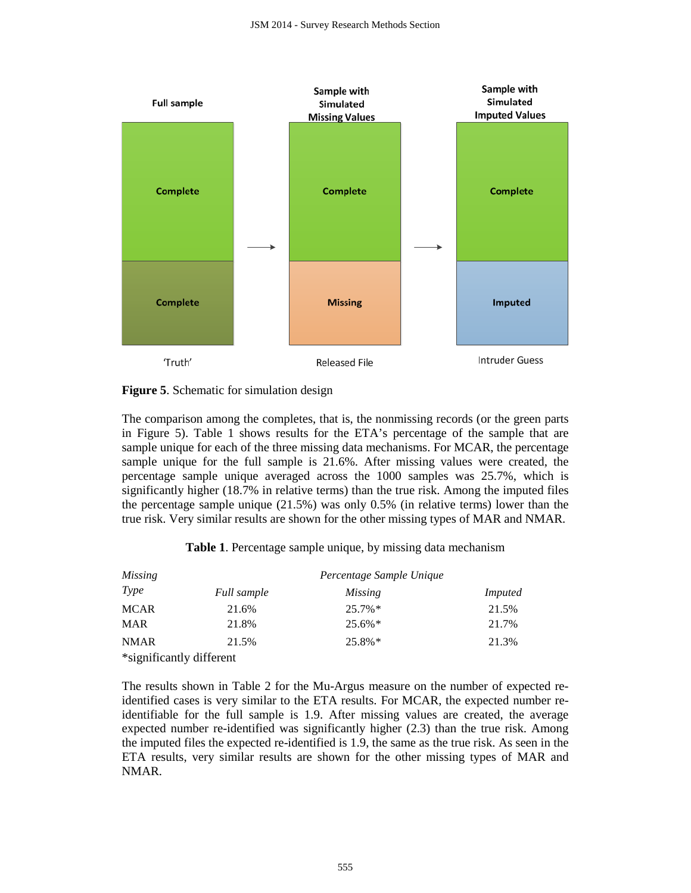Full sample | Sample with Simulated Missing Values | Sample with Simulated Imputed Values

Complete | Complete | Complete

Complete | Missing | Imputed

'Truth' | Released File | Intruder Guess

**Figure 5**. Schematic for simulation design

The comparison among the completes, that is, the nonmissing records (or the green parts in Figure 5). Table 1 shows results for the ETA's percentage of the sample that are sample unique for each of the three missing data mechanisms. For MCAR, the percentage sample unique for the full sample is 21.6%. After missing values were created, the percentage sample unique averaged across the 1000 samples was 25.7%, which is significantly higher (18.7% in relative terms) than the true risk. Among the imputed files the percentage sample unique (21.5%) was only 0.5% (in relative terms) lower than the true risk. Very similar results are shown for the other missing types of MAR and NMAR.

**Table 1**. Percentage sample unique, by missing data mechanism

| *Missing Type* | *Percentage Sample Unique* | | |
|---|---|---|---|
| | *Full sample* | *Missing* | *Imputed* |
| MCAR | 21.6% | 25.7%* | 21.5% |
| MAR | 21.8% | 25.6%* | 21.7% |
| NMAR | 21.5% | 25.8%* | 21.3% |

*significantly different

The results shown in Table 2 for the Mu-Argus measure on the number of expected re-identified cases is very similar to the ETA results. For MCAR, the expected number re-identifiable for the full sample is 1.9. After missing values are created, the average expected number re-identified was significantly higher (2.3) than the true risk. Among the imputed files the expected re-identified is 1.9, the same as the true risk. As seen in the ETA results, very similar results are shown for the other missing types of MAR and NMAR.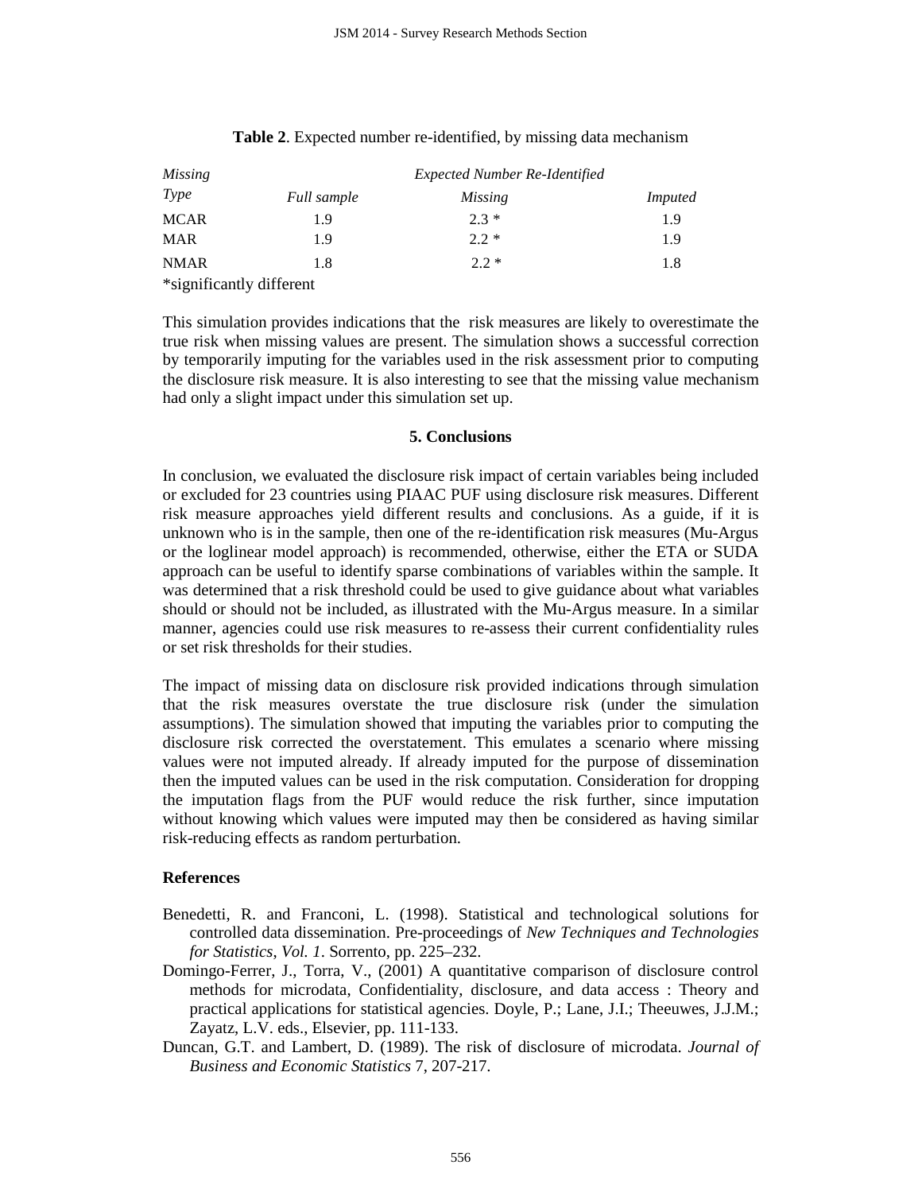**Table 2**. Expected number re-identified, by missing data mechanism

| *Missing Type* | *Expected Number Re-Identified* | | |
|---|---|---|---|
| | *Full sample* | *Missing* | *Imputed* |
| MCAR | 1.9 | 2.3 * | 1.9 |
| MAR | 1.9 | 2.2 * | 1.9 |
| NMAR | 1.8 | 2.2 * | 1.8 |

*significantly different

This simulation provides indications that the risk measures are likely to overestimate the true risk when missing values are present. The simulation shows a successful correction by temporarily imputing for the variables used in the risk assessment prior to computing the disclosure risk measure. It is also interesting to see that the missing value mechanism had only a slight impact under this simulation set up.

## 5. Conclusions

In conclusion, we evaluated the disclosure risk impact of certain variables being included or excluded for 23 countries using PIAAC PUF using disclosure risk measures. Different risk measure approaches yield different results and conclusions. As a guide, if it is unknown who is in the sample, then one of the re-identification risk measures (Mu-Argus or the loglinear model approach) is recommended, otherwise, either the ETA or SUDA approach can be useful to identify sparse combinations of variables within the sample. It was determined that a risk threshold could be used to give guidance about what variables should or should not be included, as illustrated with the Mu-Argus measure. In a similar manner, agencies could use risk measures to re-assess their current confidentiality rules or set risk thresholds for their studies.

The impact of missing data on disclosure risk provided indications through simulation that the risk measures overstate the true disclosure risk (under the simulation assumptions). The simulation showed that imputing the variables prior to computing the disclosure risk corrected the overstatement. This emulates a scenario where missing values were not imputed already. If already imputed for the purpose of dissemination then the imputed values can be used in the risk computation. Consideration for dropping the imputation flags from the PUF would reduce the risk further, since imputation without knowing which values were imputed may then be considered as having similar risk-reducing effects as random perturbation.

### References

Benedetti, R. and Franconi, L. (1998). Statistical and technological solutions for controlled data dissemination. Pre-proceedings of *New Techniques and Technologies for Statistics, Vol. 1*. Sorrento, pp. 225–232.

Domingo-Ferrer, J., Torra, V., (2001) A quantitative comparison of disclosure control methods for microdata, Confidentiality, disclosure, and data access : Theory and practical applications for statistical agencies. Doyle, P.; Lane, J.I.; Theeuwes, J.J.M.; Zayatz, L.V. eds., Elsevier, pp. 111-133.

Duncan, G.T. and Lambert, D. (1989). The risk of disclosure of microdata. *Journal of Business and Economic Statistics* 7, 207-217.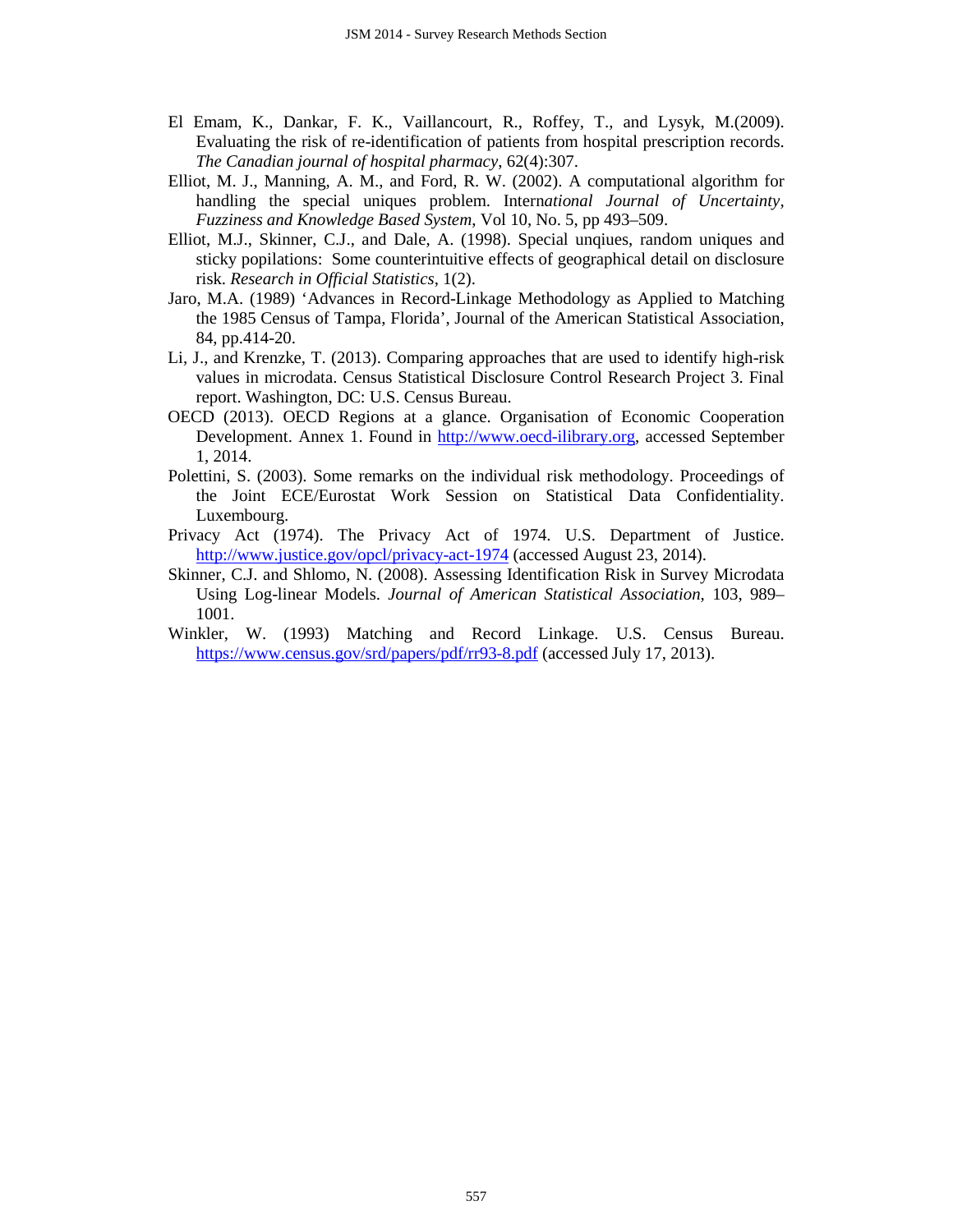El Emam, K., Dankar, F. K., Vaillancourt, R., Roffey, T., and Lysyk, M.(2009). Evaluating the risk of re-identification of patients from hospital prescription records. *The Canadian journal of hospital pharmacy*, 62(4):307.

Elliot, M. J., Manning, A. M., and Ford, R. W. (2002). A computational algorithm for handling the special uniques problem. Intern*ational Journal of Uncertainty, Fuzziness and Knowledge Based System*, Vol 10, No. 5, pp 493–509.

Elliot, M.J., Skinner, C.J., and Dale, A. (1998). Special unqiues, random uniques and sticky popilations: Some counterintuitive effects of geographical detail on disclosure risk. *Research in Official Statistics*, 1(2).

Jaro, M.A. (1989) 'Advances in Record-Linkage Methodology as Applied to Matching the 1985 Census of Tampa, Florida', Journal of the American Statistical Association, 84, pp.414-20.

Li, J., and Krenzke, T. (2013). Comparing approaches that are used to identify high-risk values in microdata. Census Statistical Disclosure Control Research Project 3. Final report. Washington, DC: U.S. Census Bureau.

OECD (2013). OECD Regions at a glance. Organisation of Economic Cooperation Development. Annex 1. Found in http://www.oecd-ilibrary.org, accessed September 1, 2014.

Polettini, S. (2003). Some remarks on the individual risk methodology. Proceedings of the Joint ECE/Eurostat Work Session on Statistical Data Confidentiality. Luxembourg.

Privacy Act (1974). The Privacy Act of 1974. U.S. Department of Justice. http://www.justice.gov/opcl/privacy-act-1974 (accessed August 23, 2014).

Skinner, C.J. and Shlomo, N. (2008). Assessing Identification Risk in Survey Microdata Using Log-linear Models. *Journal of American Statistical Association*, 103, 989–1001.

Winkler, W. (1993) Matching and Record Linkage. U.S. Census Bureau. https://www.census.gov/srd/papers/pdf/rr93-8.pdf (accessed July 17, 2013).